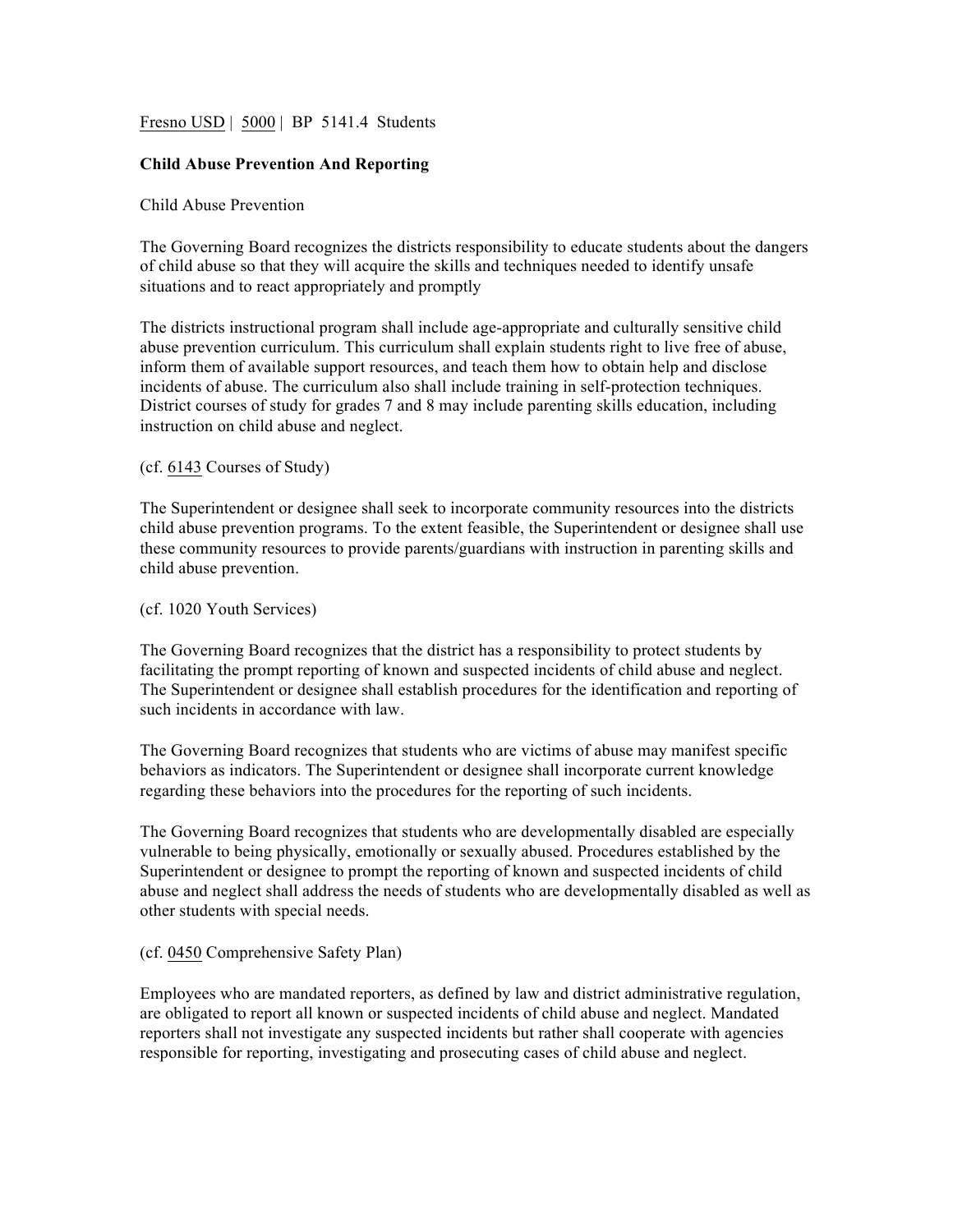Fresno USD | 5000 | BP 5141.4 Students

**Child Abuse Prevention And Reporting**

Child Abuse Prevention

The Governing Board recognizes the districts responsibility to educate students about the dangers of child abuse so that they will acquire the skills and techniques needed to identify unsafe situations and to react appropriately and promptly

The districts instructional program shall include age-appropriate and culturally sensitive child abuse prevention curriculum. This curriculum shall explain students right to live free of abuse, inform them of available support resources, and teach them how to obtain help and disclose incidents of abuse. The curriculum also shall include training in self-protection techniques. District courses of study for grades 7 and 8 may include parenting skills education, including instruction on child abuse and neglect.

(cf. 6143 Courses of Study)

The Superintendent or designee shall seek to incorporate community resources into the districts child abuse prevention programs. To the extent feasible, the Superintendent or designee shall use these community resources to provide parents/guardians with instruction in parenting skills and child abuse prevention.

(cf. 1020 Youth Services)

The Governing Board recognizes that the district has a responsibility to protect students by facilitating the prompt reporting of known and suspected incidents of child abuse and neglect. The Superintendent or designee shall establish procedures for the identification and reporting of such incidents in accordance with law.

The Governing Board recognizes that students who are victims of abuse may manifest specific behaviors as indicators. The Superintendent or designee shall incorporate current knowledge regarding these behaviors into the procedures for the reporting of such incidents.

The Governing Board recognizes that students who are developmentally disabled are especially vulnerable to being physically, emotionally or sexually abused. Procedures established by the Superintendent or designee to prompt the reporting of known and suspected incidents of child abuse and neglect shall address the needs of students who are developmentally disabled as well as other students with special needs.

(cf. 0450 Comprehensive Safety Plan)

Employees who are mandated reporters, as defined by law and district administrative regulation, are obligated to report all known or suspected incidents of child abuse and neglect. Mandated reporters shall not investigate any suspected incidents but rather shall cooperate with agencies responsible for reporting, investigating and prosecuting cases of child abuse and neglect.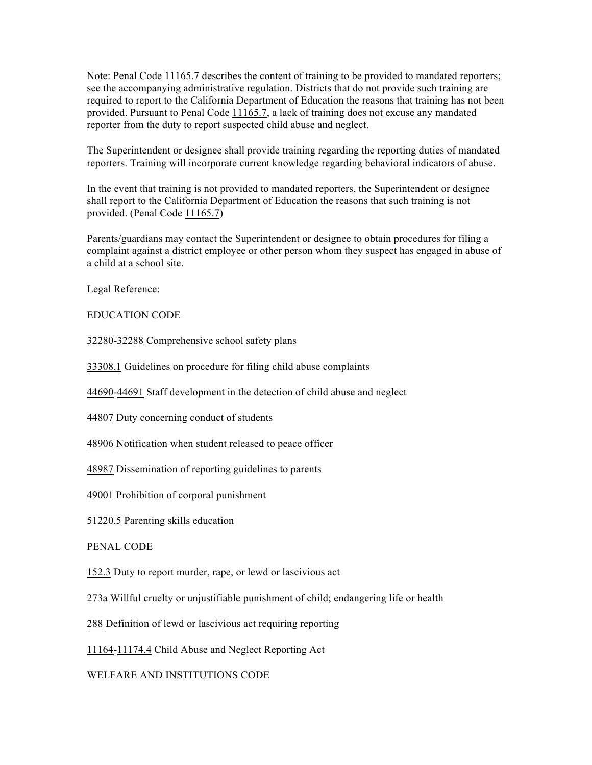Note: Penal Code 11165.7 describes the content of training to be provided to mandated reporters; see the accompanying administrative regulation. Districts that do not provide such training are required to report to the California Department of Education the reasons that training has not been provided. Pursuant to Penal Code 11165.7, a lack of training does not excuse any mandated reporter from the duty to report suspected child abuse and neglect.

The Superintendent or designee shall provide training regarding the reporting duties of mandated reporters. Training will incorporate current knowledge regarding behavioral indicators of abuse.

In the event that training is not provided to mandated reporters, the Superintendent or designee shall report to the California Department of Education the reasons that such training is not provided. (Penal Code 11165.7)

Parents/guardians may contact the Superintendent or designee to obtain procedures for filing a complaint against a district employee or other person whom they suspect has engaged in abuse of a child at a school site.

Legal Reference:

EDUCATION CODE

32280-32288 Comprehensive school safety plans

33308.1 Guidelines on procedure for filing child abuse complaints

44690-44691 Staff development in the detection of child abuse and neglect

44807 Duty concerning conduct of students

48906 Notification when student released to peace officer

48987 Dissemination of reporting guidelines to parents

49001 Prohibition of corporal punishment

51220.5 Parenting skills education

PENAL CODE

152.3 Duty to report murder, rape, or lewd or lascivious act

273a Willful cruelty or unjustifiable punishment of child; endangering life or health

288 Definition of lewd or lascivious act requiring reporting

11164-11174.4 Child Abuse and Neglect Reporting Act

WELFARE AND INSTITUTIONS CODE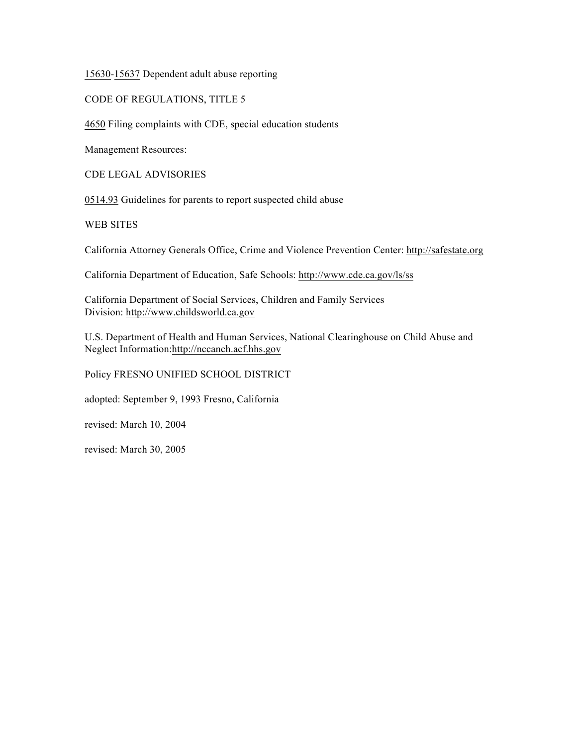15630-15637 Dependent adult abuse reporting

CODE OF REGULATIONS, TITLE 5

4650 Filing complaints with CDE, special education students

Management Resources:

CDE LEGAL ADVISORIES

0514.93 Guidelines for parents to report suspected child abuse

WEB SITES

California Attorney Generals Office, Crime and Violence Prevention Center: http://safestate.org

California Department of Education, Safe Schools: http://www.cde.ca.gov/ls/ss

California Department of Social Services, Children and Family Services Division: http://www.childsworld.ca.gov

U.S. Department of Health and Human Services, National Clearinghouse on Child Abuse and Neglect Information:http://nccanch.acf.hhs.gov

Policy FRESNO UNIFIED SCHOOL DISTRICT

adopted: September 9, 1993 Fresno, California

revised: March 10, 2004

revised: March 30, 2005